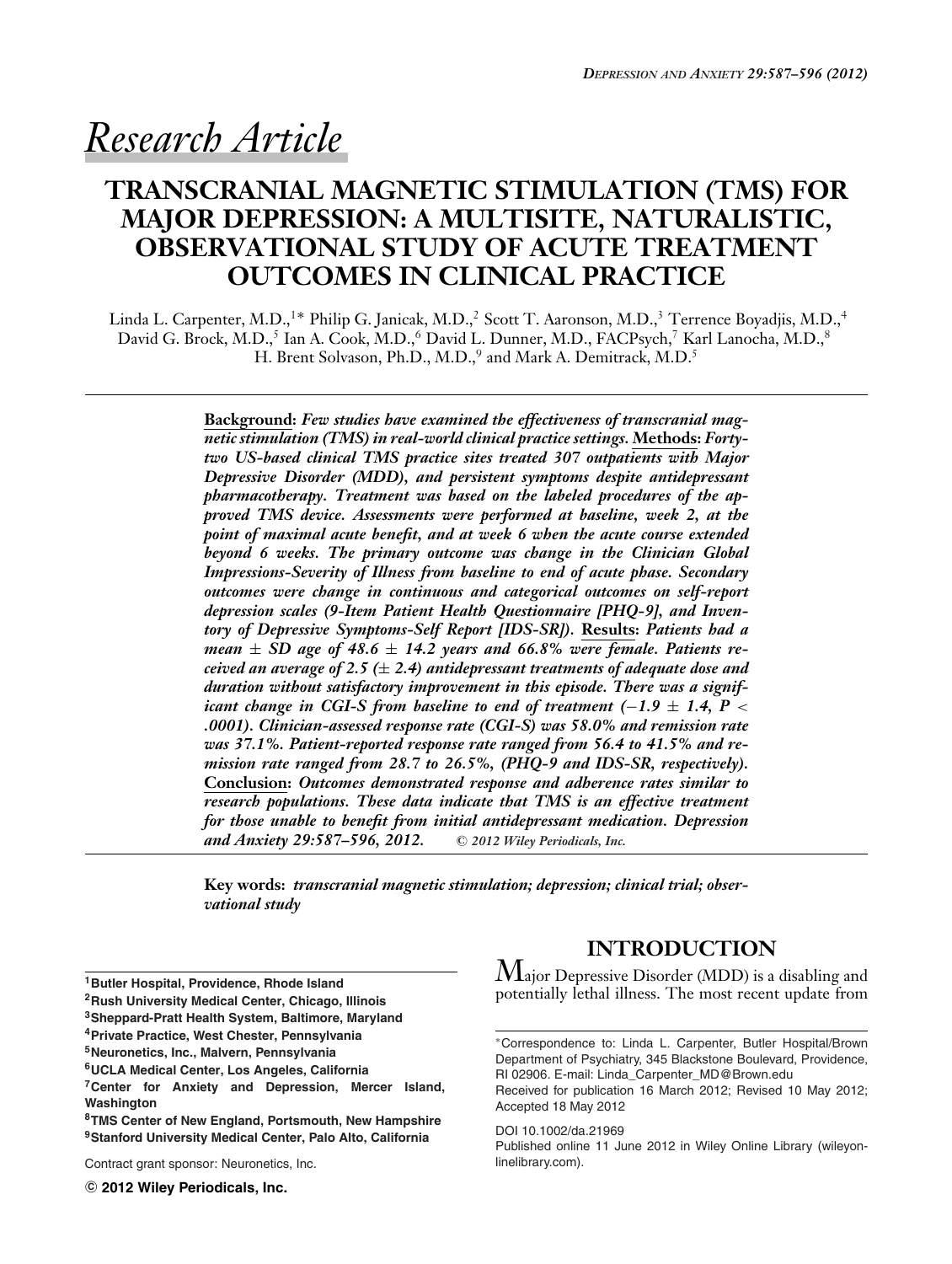*Research Article*

# TRANSCRANIAL MAGNETIC STIMULATION (TMS) FOR MAJOR DEPRESSION: A MULTISITE, NATURALISTIC, OBSERVATIONAL STUDY OF ACUTE TREATMENT OUTCOMES IN CLINICAL PRACTICE

Linda L. Carpenter, M.D.,[1]* Philip G. Janicak, M.D.,[2] Scott T. Aaronson, M.D.,[3] Terrence Boyadjis, M.D.,[4] David G. Brock, M.D.,[5] Ian A. Cook, M.D.,[6] David L. Dunner, M.D., FACPsych,[7] Karl Lanocha, M.D.,[8] H. Brent Solvason, Ph.D., M.D.,[9] and Mark A. Demitrack, M.D.[5]

**Background:** *Few studies have examined the effectiveness of transcranial magnetic stimulation (TMS) in real-world clinical practice settings.* **Methods:** *Forty-two US-based clinical TMS practice sites treated 307 outpatients with Major Depressive Disorder (MDD), and persistent symptoms despite antidepressant pharmacotherapy. Treatment was based on the labeled procedures of the approved TMS device. Assessments were performed at baseline, week 2, at the point of maximal acute benefit, and at week 6 when the acute course extended beyond 6 weeks. The primary outcome was change in the Clinician Global Impressions-Severity of Illness from baseline to end of acute phase. Secondary outcomes were change in continuous and categorical outcomes on self-report depression scales (9-Item Patient Health Questionnaire [PHQ-9], and Inventory of Depressive Symptoms-Self Report [IDS-SR]).* **Results:** *Patients had a mean ± SD age of 48.6 ± 14.2 years and 66.8% were female. Patients received an average of 2.5 (± 2.4) antidepressant treatments of adequate dose and duration without satisfactory improvement in this episode. There was a significant change in CGI-S from baseline to end of treatment (−1.9 ± 1.4, P < .0001). Clinician-assessed response rate (CGI-S) was 58.0% and remission rate was 37.1%. Patient-reported response rate ranged from 56.4 to 41.5% and remission rate ranged from 28.7 to 26.5%, (PHQ-9 and IDS-SR, respectively).* **Conclusion:** *Outcomes demonstrated response and adherence rates similar to research populations. These data indicate that TMS is an effective treatment for those unable to benefit from initial antidepressant medication. Depression and Anxiety 29:587–596, 2012.* *© 2012 Wiley Periodicals, Inc.*

**Key words:** *transcranial magnetic stimulation; depression; clinical trial; observational study*

## INTRODUCTION

Major Depressive Disorder (MDD) is a disabling and potentially lethal illness. The most recent update from

[1]Butler Hospital, Providence, Rhode Island
[2]Rush University Medical Center, Chicago, Illinois
[3]Sheppard-Pratt Health System, Baltimore, Maryland
[4]Private Practice, West Chester, Pennsylvania
[5]Neuronetics, Inc., Malvern, Pennsylvania
[6]UCLA Medical Center, Los Angeles, California
[7]Center for Anxiety and Depression, Mercer Island, Washington
[8]TMS Center of New England, Portsmouth, New Hampshire
[9]Stanford University Medical Center, Palo Alto, California

Contract grant sponsor: Neuronetics, Inc.

*Correspondence to: Linda L. Carpenter, Butler Hospital/Brown Department of Psychiatry, 345 Blackstone Boulevard, Providence, RI 02906. E-mail: Linda_Carpenter_MD@Brown.edu
Received for publication 16 March 2012; Revised 10 May 2012; Accepted 18 May 2012

DOI 10.1002/da.21969
Published online 11 June 2012 in Wiley Online Library (wileyonlinelibrary.com).

© 2012 Wiley Periodicals, Inc.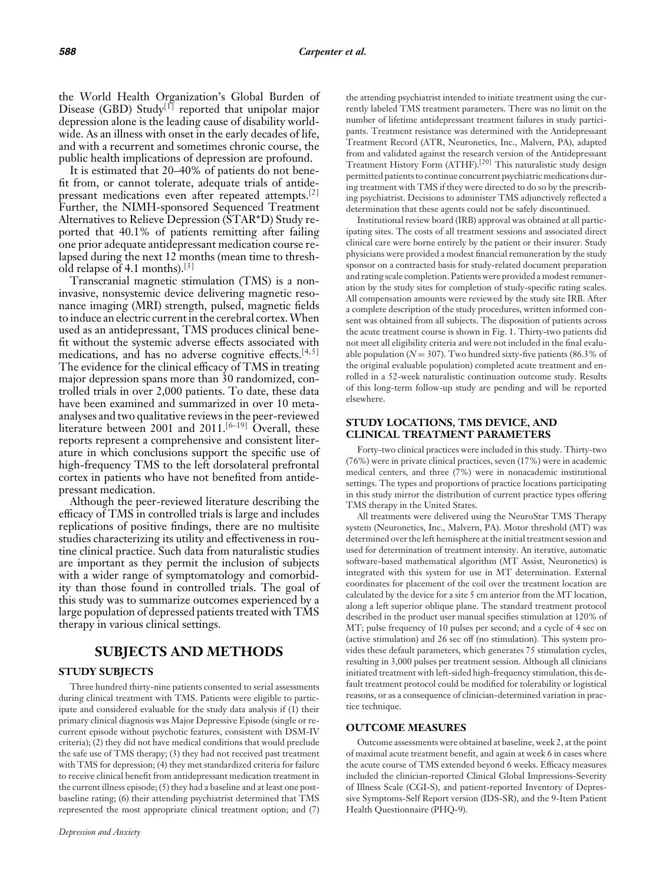the World Health Organization's Global Burden of Disease (GBD) Study[1] reported that unipolar major depression alone is the leading cause of disability worldwide. As an illness with onset in the early decades of life, and with a recurrent and sometimes chronic course, the public health implications of depression are profound.

It is estimated that 20–40% of patients do not benefit from, or cannot tolerate, adequate trials of antidepressant medications even after repeated attempts.[2] Further, the NIMH-sponsored Sequenced Treatment Alternatives to Relieve Depression (STAR*D) Study reported that 40.1% of patients remitting after failing one prior adequate antidepressant medication course relapsed during the next 12 months (mean time to threshold relapse of 4.1 months).[3]

Transcranial magnetic stimulation (TMS) is a noninvasive, nonsystemic device delivering magnetic resonance imaging (MRI) strength, pulsed, magnetic fields to induce an electric current in the cerebral cortex. When used as an antidepressant, TMS produces clinical benefit without the systemic adverse effects associated with medications, and has no adverse cognitive effects.[4,5] The evidence for the clinical efficacy of TMS in treating major depression spans more than 30 randomized, controlled trials in over 2,000 patients. To date, these data have been examined and summarized in over 10 meta-analyses and two qualitative reviews in the peer-reviewed literature between 2001 and 2011.[6–19] Overall, these reports represent a comprehensive and consistent literature in which conclusions support the specific use of high-frequency TMS to the left dorsolateral prefrontal cortex in patients who have not benefited from antidepressant medication.

Although the peer-reviewed literature describing the efficacy of TMS in controlled trials is large and includes replications of positive findings, there are no multisite studies characterizing its utility and effectiveness in routine clinical practice. Such data from naturalistic studies are important as they permit the inclusion of subjects with a wider range of symptomatology and comorbidity than those found in controlled trials. The goal of this study was to summarize outcomes experienced by a large population of depressed patients treated with TMS therapy in various clinical settings.

## SUBJECTS AND METHODS

### STUDY SUBJECTS

Three hundred thirty-nine patients consented to serial assessments during clinical treatment with TMS. Patients were eligible to participate and considered evaluable for the study data analysis if (1) their primary clinical diagnosis was Major Depressive Episode (single or recurrent episode without psychotic features, consistent with DSM-IV criteria); (2) they did not have medical conditions that would preclude the safe use of TMS therapy; (3) they had not received past treatment with TMS for depression; (4) they met standardized criteria for failure to receive clinical benefit from antidepressant medication treatment in the current illness episode; (5) they had a baseline and at least one post-baseline rating; (6) their attending psychiatrist determined that TMS represented the most appropriate clinical treatment option; and (7) the attending psychiatrist intended to initiate treatment using the currently labeled TMS treatment parameters. There was no limit on the number of lifetime antidepressant treatment failures in study participants. Treatment resistance was determined with the Antidepressant Treatment Record (ATR, Neuronetics, Inc., Malvern, PA), adapted from and validated against the research version of the Antidepressant Treatment History Form (ATHF).[20] This naturalistic study design permitted patients to continue concurrent psychiatric medications during treatment with TMS if they were directed to do so by the prescribing psychiatrist. Decisions to administer TMS adjunctively reflected a determination that these agents could not be safely discontinued.

Institutional review board (IRB) approval was obtained at all participating sites. The costs of all treatment sessions and associated direct clinical care were borne entirely by the patient or their insurer. Study physicians were provided a modest financial remuneration by the study sponsor on a contracted basis for study-related document preparation and rating scale completion. Patients were provided a modest remuneration by the study sites for completion of study-specific rating scales. All compensation amounts were reviewed by the study site IRB. After a complete description of the study procedures, written informed consent was obtained from all subjects. The disposition of patients across the acute treatment course is shown in Fig. 1. Thirty-two patients did not meet all eligibility criteria and were not included in the final evaluable population ($N = 307$). Two hundred sixty-five patients (86.3% of the original evaluable population) completed acute treatment and enrolled in a 52-week naturalistic continuation outcome study. Results of this long-term follow-up study are pending and will be reported elsewhere.

### STUDY LOCATIONS, TMS DEVICE, AND CLINICAL TREATMENT PARAMETERS

Forty-two clinical practices were included in this study. Thirty-two (76%) were in private clinical practices, seven (17%) were in academic medical centers, and three (7%) were in nonacademic institutional settings. The types and proportions of practice locations participating in this study mirror the distribution of current practice types offering TMS therapy in the United States.

All treatments were delivered using the NeuroStar TMS Therapy system (Neuronetics, Inc., Malvern, PA). Motor threshold (MT) was determined over the left hemisphere at the initial treatment session and used for determination of treatment intensity. An iterative, automatic software-based mathematical algorithm (MT Assist, Neuronetics) is integrated with this system for use in MT determination. External coordinates for placement of the coil over the treatment location are calculated by the device for a site 5 cm anterior from the MT location, along a left superior oblique plane. The standard treatment protocol described in the product user manual specifies stimulation at 120% of MT; pulse frequency of 10 pulses per second; and a cycle of 4 sec on (active stimulation) and 26 sec off (no stimulation). This system provides these default parameters, which generates 75 stimulation cycles, resulting in 3,000 pulses per treatment session. Although all clinicians initiated treatment with left-sided high-frequency stimulation, this default treatment protocol could be modified for tolerability or logistical reasons, or as a consequence of clinician-determined variation in practice technique.

### OUTCOME MEASURES

Outcome assessments were obtained at baseline, week 2, at the point of maximal acute treatment benefit, and again at week 6 in cases where the acute course of TMS extended beyond 6 weeks. Efficacy measures included the clinician-reported Clinical Global Impressions-Severity of Illness Scale (CGI-S), and patient-reported Inventory of Depressive Symptoms-Self Report version (IDS-SR), and the 9-Item Patient Health Questionnaire (PHQ-9).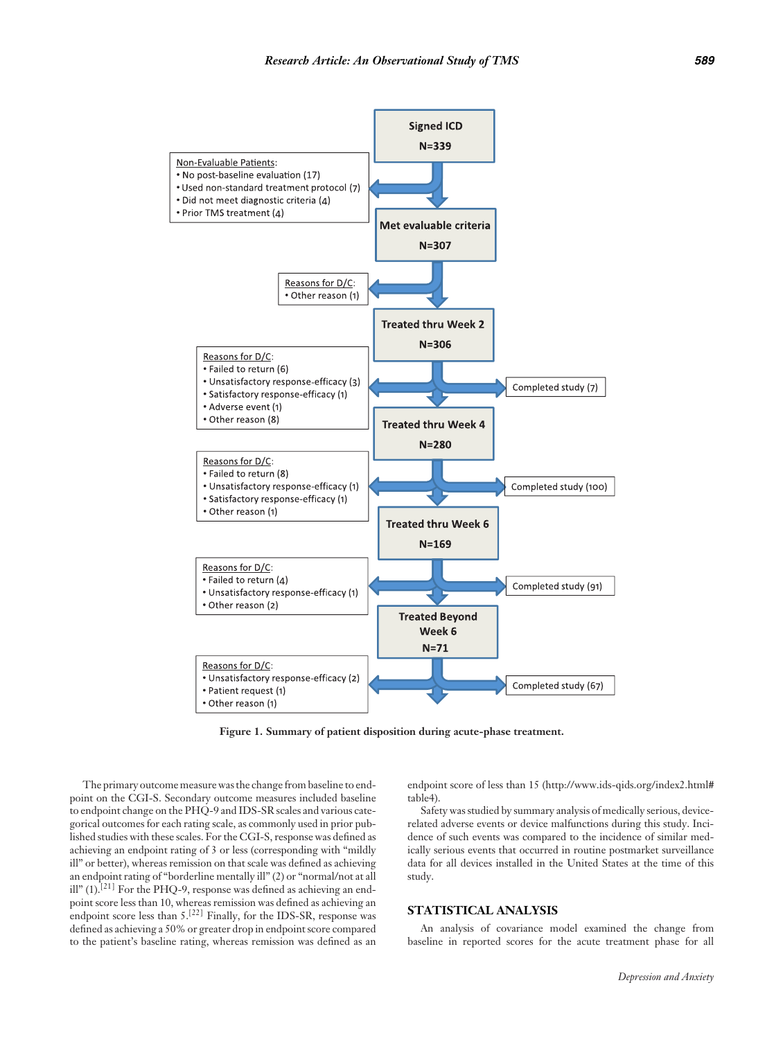Signed ICD
N=339

Non-Evaluable Patients:
- No post-baseline evaluation (17)
- Used non-standard treatment protocol (7)
- Did not meet diagnostic criteria (4)
- Prior TMS treatment (4)

Met evaluable criteria
N=307

Reasons for D/C:
- Other reason (1)

Treated thru Week 2
N=306

Reasons for D/C:
- Failed to return (6)
- Unsatisfactory response-efficacy (3)
- Satisfactory response-efficacy (1)
- Adverse event (1)
- Other reason (8)

Completed study (7)

Treated thru Week 4
N=280

Reasons for D/C:
- Failed to return (8)
- Unsatisfactory response-efficacy (1)
- Satisfactory response-efficacy (1)
- Other reason (1)

Completed study (100)

Treated thru Week 6
N=169

Reasons for D/C:
- Failed to return (4)
- Unsatisfactory response-efficacy (1)
- Other reason (2)

Completed study (91)

Treated Beyond Week 6
N=71

Reasons for D/C:
- Unsatisfactory response-efficacy (2)
- Patient request (1)
- Other reason (1)

Completed study (67)

**Figure 1. Summary of patient disposition during acute-phase treatment.**

The primary outcome measure was the change from baseline to endpoint on the CGI-S. Secondary outcome measures included baseline to endpoint change on the PHQ-9 and IDS-SR scales and various categorical outcomes for each rating scale, as commonly used in prior published studies with these scales. For the CGI-S, response was defined as achieving an endpoint rating of 3 or less (corresponding with "mildly ill" or better), whereas remission on that scale was defined as achieving an endpoint rating of "borderline mentally ill" (2) or "normal/not at all ill" (1).[21] For the PHQ-9, response was defined as achieving an endpoint score less than 10, whereas remission was defined as achieving an endpoint score less than 5.[22] Finally, for the IDS-SR, response was defined as achieving a 50% or greater drop in endpoint score compared to the patient's baseline rating, whereas remission was defined as an endpoint score of less than 15 (http://www.ids-qids.org/index2.html#table4).

Safety was studied by summary analysis of medically serious, device-related adverse events or device malfunctions during this study. Incidence of such events was compared to the incidence of similar medically serious events that occurred in routine postmarket surveillance data for all devices installed in the United States at the time of this study.

## STATISTICAL ANALYSIS

An analysis of covariance model examined the change from baseline in reported scores for the acute treatment phase for all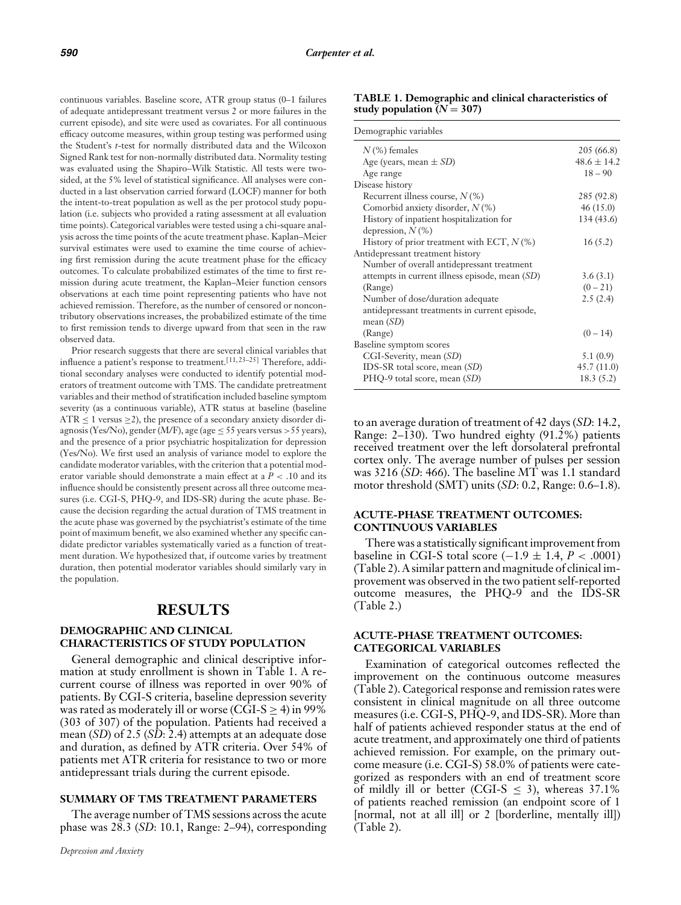continuous variables. Baseline score, ATR group status (0–1 failures of adequate antidepressant treatment versus 2 or more failures in the current episode), and site were used as covariates. For all continuous efficacy outcome measures, within group testing was performed using the Student's *t*-test for normally distributed data and the Wilcoxon Signed Rank test for non-normally distributed data. Normality testing was evaluated using the Shapiro–Wilk Statistic. All tests were two-sided, at the 5% level of statistical significance. All analyses were conducted in a last observation carried forward (LOCF) manner for both the intent-to-treat population as well as the per protocol study population (i.e. subjects who provided a rating assessment at all evaluation time points). Categorical variables were tested using a chi-square analysis across the time points of the acute treatment phase. Kaplan–Meier survival estimates were used to examine the time course of achieving first remission during the acute treatment phase for the efficacy outcomes. To calculate probabilized estimates of the time to first remission during acute treatment, the Kaplan–Meier function censors observations at each time point representing patients who have not achieved remission. Therefore, as the number of censored or noncontributory observations increases, the probabilized estimate of the time to first remission tends to diverge upward from that seen in the raw observed data.

Prior research suggests that there are several clinical variables that influence a patient's response to treatment.[11,23–25] Therefore, additional secondary analyses were conducted to identify potential moderators of treatment outcome with TMS. The candidate pretreatment variables and their method of stratification included baseline symptom severity (as a continuous variable), ATR status at baseline (baseline ATR $\leq 1$ versus $\geq 2$), the presence of a secondary anxiety disorder diagnosis (Yes/No), gender (M/F), age (age $\leq 55$ years versus $>55$ years), and the presence of a prior psychiatric hospitalization for depression (Yes/No). We first used an analysis of variance model to explore the candidate moderator variables, with the criterion that a potential moderator variable should demonstrate a main effect at a $P < .10$ and its influence should be consistently present across all three outcome measures (i.e. CGI-S, PHQ-9, and IDS-SR) during the acute phase. Because the decision regarding the actual duration of TMS treatment in the acute phase was governed by the psychiatrist's estimate of the time point of maximum benefit, we also examined whether any specific candidate predictor variables systematically varied as a function of treatment duration. We hypothesized that, if outcome varies by treatment duration, then potential moderator variables should similarly vary in the population.

# RESULTS

## DEMOGRAPHIC AND CLINICAL CHARACTERISTICS OF STUDY POPULATION

General demographic and clinical descriptive information at study enrollment is shown in Table 1. A recurrent course of illness was reported in over 90% of patients. By CGI-S criteria, baseline depression severity was rated as moderately ill or worse (CGI-S $\geq 4$) in 99% (303 of 307) of the population. Patients had received a mean (*SD*) of 2.5 (*SD*: 2.4) attempts at an adequate dose and duration, as defined by ATR criteria. Over 54% of patients met ATR criteria for resistance to two or more antidepressant trials during the current episode.

## SUMMARY OF TMS TREATMENT PARAMETERS

The average number of TMS sessions across the acute phase was 28.3 (*SD*: 10.1, Range: 2–94), corresponding to an average duration of treatment of 42 days (*SD*: 14.2, Range: 2–130). Two hundred eighty (91.2%) patients received treatment over the left dorsolateral prefrontal cortex only. The average number of pulses per session was 3216 (*SD*: 466). The baseline MT was 1.1 standard motor threshold (SMT) units (*SD*: 0.2, Range: 0.6–1.8).

**TABLE 1. Demographic and clinical characteristics of study population ($N = 307$)**

| Demographic variables | |
|---|---|
| *N* (%) females | 205 (66.8) |
| Age (years, mean ± *SD*) | 48.6 ± 14.2 |
| Age range | 18 – 90 |
| Disease history | |
| Recurrent illness course, *N* (%) | 285 (92.8) |
| Comorbid anxiety disorder, *N* (%) | 46 (15.0) |
| History of inpatient hospitalization for depression, *N* (%) | 134 (43.6) |
| History of prior treatment with ECT, *N* (%) | 16 (5.2) |
| Antidepressant treatment history | |
| Number of overall antidepressant treatment attempts in current illness episode, mean (*SD*) | 3.6 (3.1) |
| (Range) | (0 – 21) |
| Number of dose/duration adequate antidepressant treatments in current episode, mean (*SD*) | 2.5 (2.4) |
| (Range) | (0 – 14) |
| Baseline symptom scores | |
| CGI-Severity, mean (*SD*) | 5.1 (0.9) |
| IDS-SR total score, mean (*SD*) | 45.7 (11.0) |
| PHQ-9 total score, mean (*SD*) | 18.3 (5.2) |

## ACUTE-PHASE TREATMENT OUTCOMES: CONTINUOUS VARIABLES

There was a statistically significant improvement from baseline in CGI-S total score ($-1.9 \pm 1.4$, $P < .0001$) (Table 2). A similar pattern and magnitude of clinical improvement was observed in the two patient self-reported outcome measures, the PHQ-9 and the IDS-SR (Table 2.)

## ACUTE-PHASE TREATMENT OUTCOMES: CATEGORICAL VARIABLES

Examination of categorical outcomes reflected the improvement on the continuous outcome measures (Table 2). Categorical response and remission rates were consistent in clinical magnitude on all three outcome measures (i.e. CGI-S, PHQ-9, and IDS-SR). More than half of patients achieved responder status at the end of acute treatment, and approximately one third of patients achieved remission. For example, on the primary outcome measure (i.e. CGI-S) 58.0% of patients were categorized as responders with an end of treatment score of mildly ill or better (CGI-S $\leq 3$), whereas 37.1% of patients reached remission (an endpoint score of 1 [normal, not at all ill] or 2 [borderline, mentally ill]) (Table 2).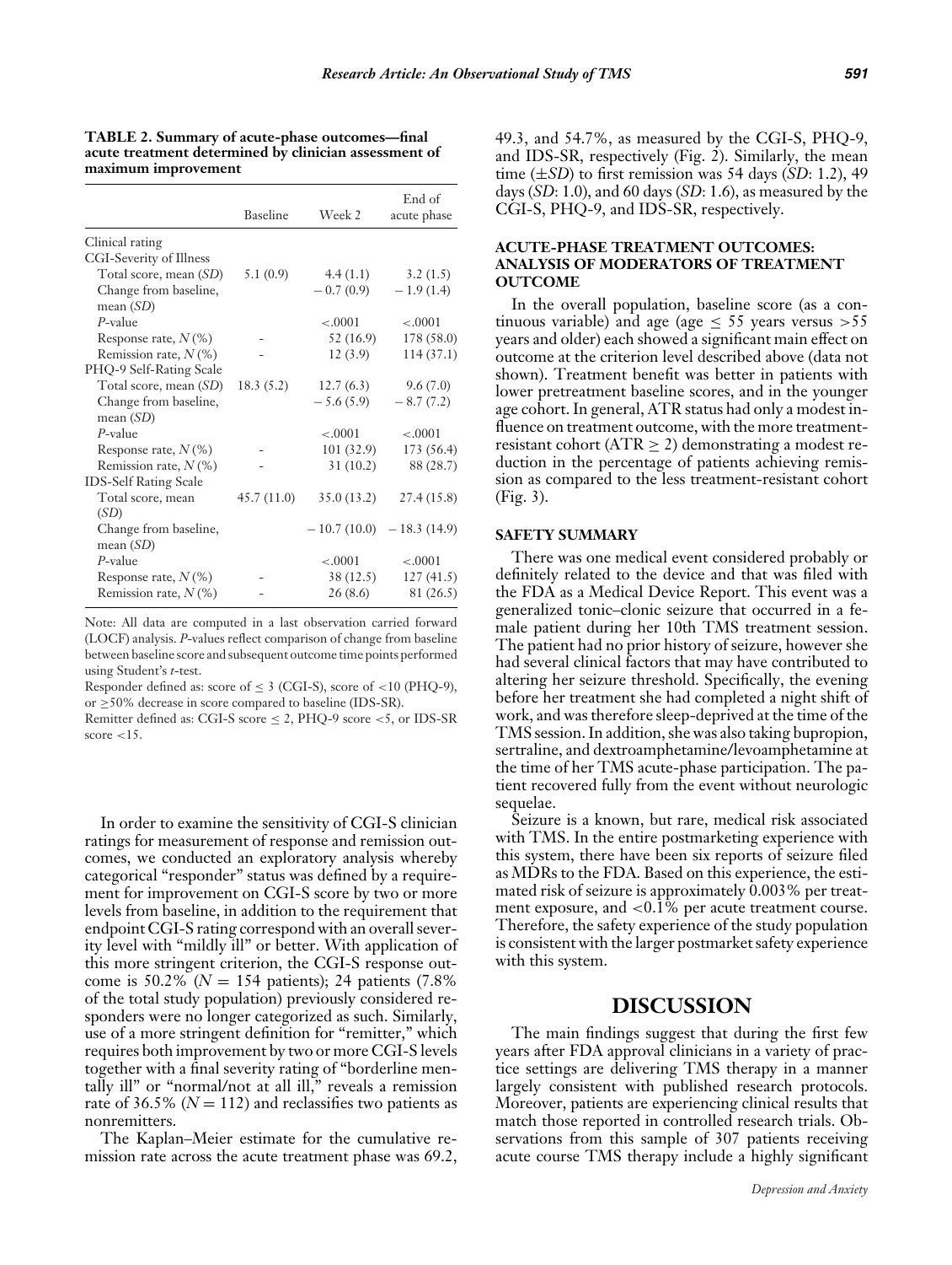**TABLE 2. Summary of acute-phase outcomes—final acute treatment determined by clinician assessment of maximum improvement**

| | Baseline | Week 2 | End of acute phase |
|---|---|---|---|
| Clinical rating | | | |
| CGI-Severity of Illness | | | |
| Total score, mean (*SD*) | 5.1 (0.9) | 4.4 (1.1) | 3.2 (1.5) |
| Change from baseline, mean (*SD*) | | − 0.7 (0.9) | − 1.9 (1.4) |
| *P*-value | | <.0001 | <.0001 |
| Response rate, *N* (%) | - | 52 (16.9) | 178 (58.0) |
| Remission rate, *N* (%) | - | 12 (3.9) | 114 (37.1) |
| PHQ-9 Self-Rating Scale | | | |
| Total score, mean (*SD*) | 18.3 (5.2) | 12.7 (6.3) | 9.6 (7.0) |
| Change from baseline, mean (*SD*) | | − 5.6 (5.9) | − 8.7 (7.2) |
| *P*-value | | <.0001 | <.0001 |
| Response rate, *N* (%) | - | 101 (32.9) | 173 (56.4) |
| Remission rate, *N* (%) | - | 31 (10.2) | 88 (28.7) |
| IDS-Self Rating Scale | | | |
| Total score, mean (*SD*) | 45.7 (11.0) | 35.0 (13.2) | 27.4 (15.8) |
| Change from baseline, mean (*SD*) | | − 10.7 (10.0) | − 18.3 (14.9) |
| *P*-value | | <.0001 | <.0001 |
| Response rate, *N* (%) | - | 38 (12.5) | 127 (41.5) |
| Remission rate, *N* (%) | - | 26 (8.6) | 81 (26.5) |

Note: All data are computed in a last observation carried forward (LOCF) analysis. *P*-values reflect comparison of change from baseline between baseline score and subsequent outcome time points performed using Student's *t*-test.

Responder defined as: score of $\leq 3$ (CGI-S), score of $<10$ (PHQ-9), or $\geq 50\%$ decrease in score compared to baseline (IDS-SR).

Remitter defined as: CGI-S score $\leq 2$, PHQ-9 score $<5$, or IDS-SR score $<15$.

In order to examine the sensitivity of CGI-S clinician ratings for measurement of response and remission outcomes, we conducted an exploratory analysis whereby categorical "responder" status was defined by a requirement for improvement on CGI-S score by two or more levels from baseline, in addition to the requirement that endpoint CGI-S rating correspond with an overall severity level with "mildly ill" or better. With application of this more stringent criterion, the CGI-S response outcome is 50.2% (*N* = 154 patients); 24 patients (7.8% of the total study population) previously considered responders were no longer categorized as such. Similarly, use of a more stringent definition for "remitter," which requires both improvement by two or more CGI-S levels together with a final severity rating of "borderline mentally ill" or "normal/not at all ill," reveals a remission rate of 36.5% (*N* = 112) and reclassifies two patients as nonremitters.

The Kaplan–Meier estimate for the cumulative remission rate across the acute treatment phase was 69.2, 49.3, and 54.7%, as measured by the CGI-S, PHQ-9, and IDS-SR, respectively (Fig. 2). Similarly, the mean time (±*SD*) to first remission was 54 days (*SD*: 1.2), 49 days (*SD*: 1.0), and 60 days (*SD*: 1.6), as measured by the CGI-S, PHQ-9, and IDS-SR, respectively.

### ACUTE-PHASE TREATMENT OUTCOMES: ANALYSIS OF MODERATORS OF TREATMENT OUTCOME

In the overall population, baseline score (as a continuous variable) and age (age ≤ 55 years versus >55 years and older) each showed a significant main effect on outcome at the criterion level described above (data not shown). Treatment benefit was better in patients with lower pretreatment baseline scores, and in the younger age cohort. In general, ATR status had only a modest influence on treatment outcome, with the more treatment-resistant cohort (ATR ≥ 2) demonstrating a modest reduction in the percentage of patients achieving remission as compared to the less treatment-resistant cohort (Fig. 3).

### SAFETY SUMMARY

There was one medical event considered probably or definitely related to the device and that was filed with the FDA as a Medical Device Report. This event was a generalized tonic–clonic seizure that occurred in a female patient during her 10th TMS treatment session. The patient had no prior history of seizure, however she had several clinical factors that may have contributed to altering her seizure threshold. Specifically, the evening before her treatment she had completed a night shift of work, and was therefore sleep-deprived at the time of the TMS session. In addition, she was also taking bupropion, sertraline, and dextroamphetamine/levoamphetamine at the time of her TMS acute-phase participation. The patient recovered fully from the event without neurologic sequelae.

Seizure is a known, but rare, medical risk associated with TMS. In the entire postmarketing experience with this system, there have been six reports of seizure filed as MDRs to the FDA. Based on this experience, the estimated risk of seizure is approximately 0.003% per treatment exposure, and <0.1% per acute treatment course. Therefore, the safety experience of the study population is consistent with the larger postmarket safety experience with this system.

## DISCUSSION

The main findings suggest that during the first few years after FDA approval clinicians in a variety of practice settings are delivering TMS therapy in a manner largely consistent with published research protocols. Moreover, patients are experiencing clinical results that match those reported in controlled research trials. Observations from this sample of 307 patients receiving acute course TMS therapy include a highly significant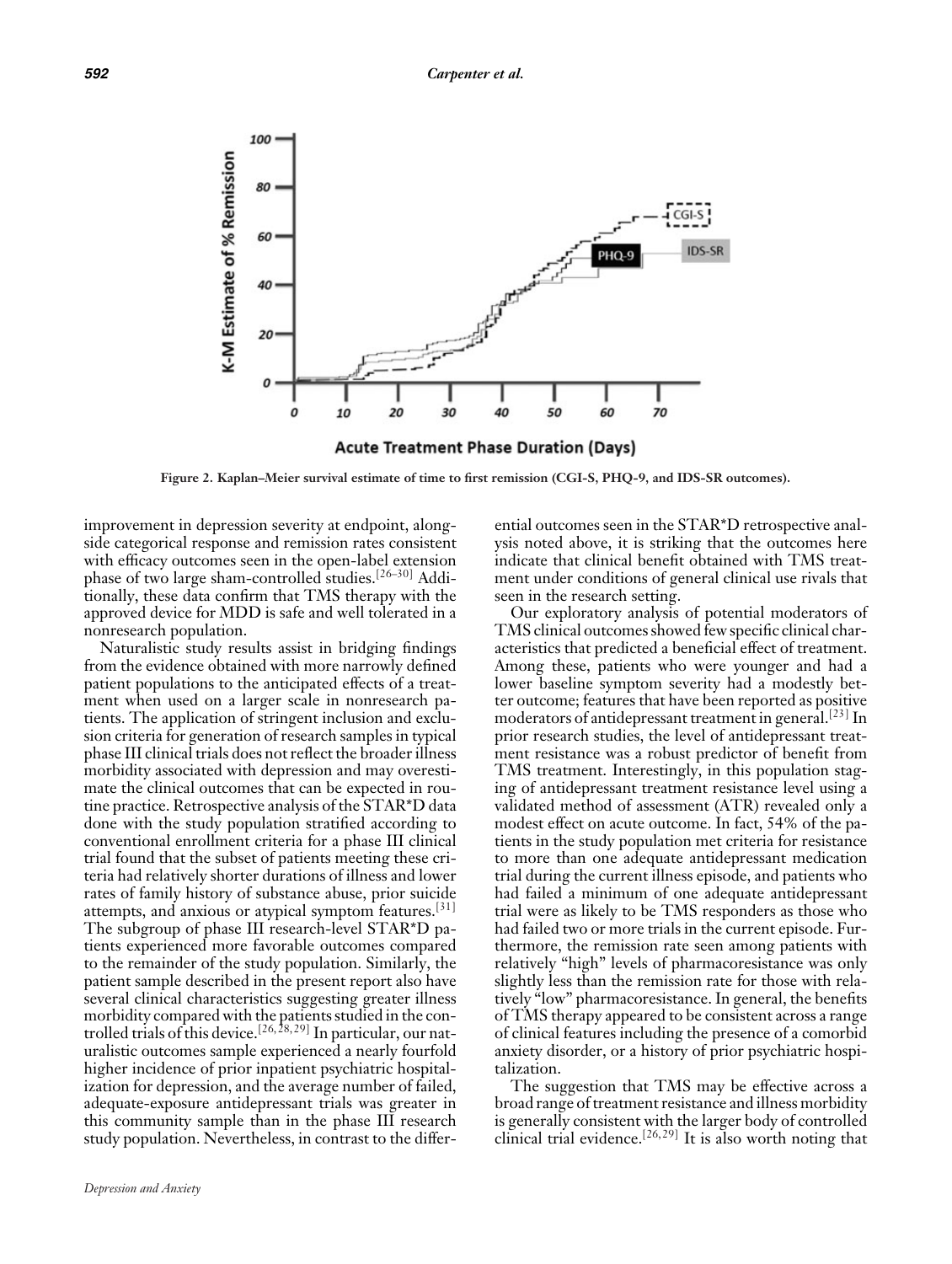K-M Estimate of % Remission

100

80

60

40

20

0

0 10 20 30 40 50 60 70

Acute Treatment Phase Duration (Days)

CGI-S

PHQ-9

IDS-SR

**Figure 2. Kaplan–Meier survival estimate of time to first remission (CGI-S, PHQ-9, and IDS-SR outcomes).**

improvement in depression severity at endpoint, alongside categorical response and remission rates consistent with efficacy outcomes seen in the open-label extension phase of two large sham-controlled studies.[26–30] Additionally, these data confirm that TMS therapy with the approved device for MDD is safe and well tolerated in a nonresearch population.

Naturalistic study results assist in bridging findings from the evidence obtained with more narrowly defined patient populations to the anticipated effects of a treatment when used on a larger scale in nonresearch patients. The application of stringent inclusion and exclusion criteria for generation of research samples in typical phase III clinical trials does not reflect the broader illness morbidity associated with depression and may overestimate the clinical outcomes that can be expected in routine practice. Retrospective analysis of the STAR*D data done with the study population stratified according to conventional enrollment criteria for a phase III clinical trial found that the subset of patients meeting these criteria had relatively shorter durations of illness and lower rates of family history of substance abuse, prior suicide attempts, and anxious or atypical symptom features.[31] The subgroup of phase III research-level STAR*D patients experienced more favorable outcomes compared to the remainder of the study population. Similarly, the patient sample described in the present report also have several clinical characteristics suggesting greater illness morbidity compared with the patients studied in the controlled trials of this device.[26,28,29] In particular, our naturalistic outcomes sample experienced a nearly fourfold higher incidence of prior inpatient psychiatric hospitalization for depression, and the average number of failed, adequate-exposure antidepressant trials was greater in this community sample than in the phase III research study population. Nevertheless, in contrast to the differential outcomes seen in the STAR*D retrospective analysis noted above, it is striking that the outcomes here indicate that clinical benefit obtained with TMS treatment under conditions of general clinical use rivals that seen in the research setting.

Our exploratory analysis of potential moderators of TMS clinical outcomes showed few specific clinical characteristics that predicted a beneficial effect of treatment. Among these, patients who were younger and had a lower baseline symptom severity had a modestly better outcome; features that have been reported as positive moderators of antidepressant treatment in general.[23] In prior research studies, the level of antidepressant treatment resistance was a robust predictor of benefit from TMS treatment. Interestingly, in this population staging of antidepressant treatment resistance level using a validated method of assessment (ATR) revealed only a modest effect on acute outcome. In fact, 54% of the patients in the study population met criteria for resistance to more than one adequate antidepressant medication trial during the current illness episode, and patients who had failed a minimum of one adequate antidepressant trial were as likely to be TMS responders as those who had failed two or more trials in the current episode. Furthermore, the remission rate seen among patients with relatively "high" levels of pharmacoresistance was only slightly less than the remission rate for those with relatively "low" pharmacoresistance. In general, the benefits of TMS therapy appeared to be consistent across a range of clinical features including the presence of a comorbid anxiety disorder, or a history of prior psychiatric hospitalization.

The suggestion that TMS may be effective across a broad range of treatment resistance and illness morbidity is generally consistent with the larger body of controlled clinical trial evidence.[26,29] It is also worth noting that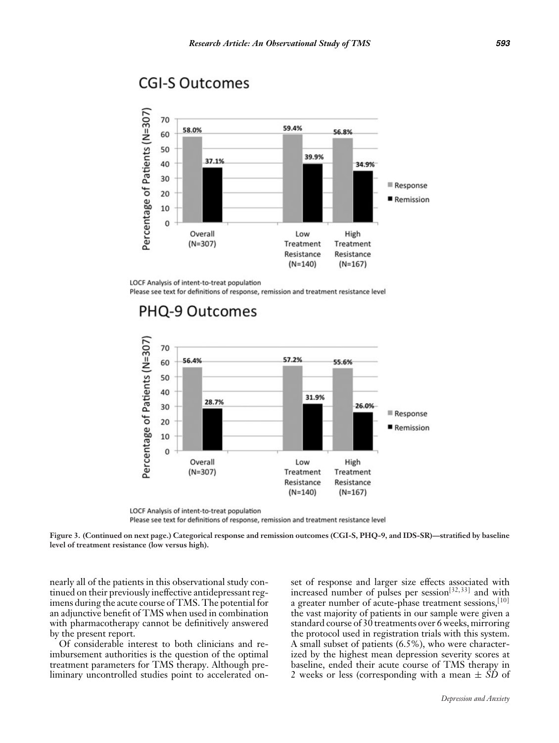## CGI-S Outcomes

| | Response | Remission |
|---|---|---|
| Overall (N=307) | 58.0% | 37.1% |
| Low Treatment Resistance (N=140) | 59.4% | 39.9% |
| High Treatment Resistance (N=167) | 56.8% | 34.9% |

LOCF Analysis of intent-to-treat population
Please see text for definitions of response, remission and treatment resistance level

## PHQ-9 Outcomes

| | Response | Remission |
|---|---|---|
| Overall (N=307) | 56.4% | 28.7% |
| Low Treatment Resistance (N=140) | 57.2% | 31.9% |
| High Treatment Resistance (N=167) | 55.6% | 26.0% |

LOCF Analysis of intent-to-treat population
Please see text for definitions of response, remission and treatment resistance level

**Figure 3. (Continued on next page.) Categorical response and remission outcomes (CGI-S, PHQ-9, and IDS-SR)—stratified by baseline level of treatment resistance (low versus high).**

nearly all of the patients in this observational study continued on their previously ineffective antidepressant regimens during the acute course of TMS. The potential for an adjunctive benefit of TMS when used in combination with pharmacotherapy cannot be definitively answered by the present report.

Of considerable interest to both clinicians and reimbursement authorities is the question of the optimal treatment parameters for TMS therapy. Although preliminary uncontrolled studies point to accelerated onset of response and larger size effects associated with increased number of pulses per session[32,33] and with a greater number of acute-phase treatment sessions,[10] the vast majority of patients in our sample were given a standard course of 30 treatments over 6 weeks, mirroring the protocol used in registration trials with this system. A small subset of patients (6.5%), who were characterized by the highest mean depression severity scores at baseline, ended their acute course of TMS therapy in 2 weeks or less (corresponding with a mean ± *SD* of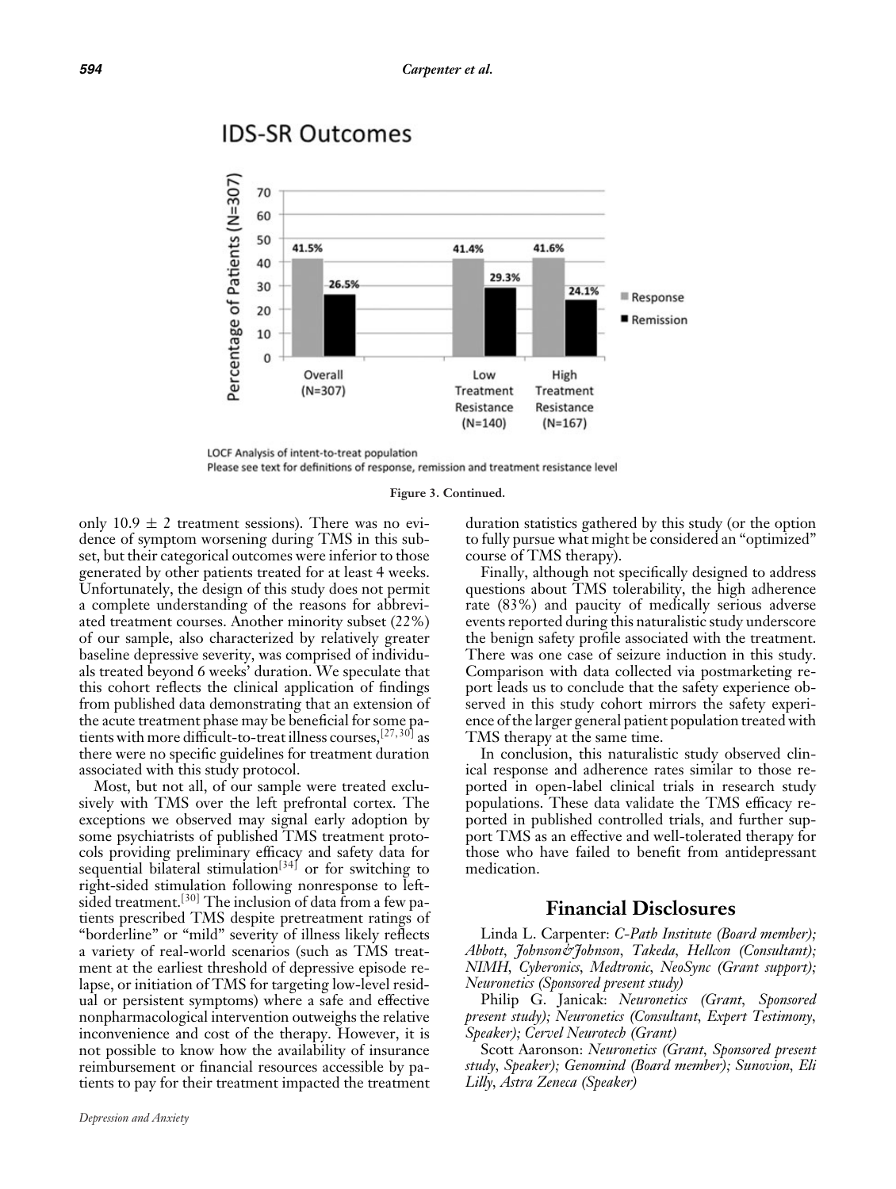IDS-SR Outcomes

Percentage of Patients (N=307)

70
60
50
40
30
20
10
0

41.5%
26.5%
41.4%
29.3%
41.6%
24.1%

Overall (N=307)
Low Treatment Resistance (N=140)
High Treatment Resistance (N=167)

Response
Remission

LOCF Analysis of intent-to-treat population
Please see text for definitions of response, remission and treatment resistance level

**Figure 3. Continued.**

only 10.9 ± 2 treatment sessions). There was no evidence of symptom worsening during TMS in this subset, but their categorical outcomes were inferior to those generated by other patients treated for at least 4 weeks. Unfortunately, the design of this study does not permit a complete understanding of the reasons for abbreviated treatment courses. Another minority subset (22%) of our sample, also characterized by relatively greater baseline depressive severity, was comprised of individuals treated beyond 6 weeks' duration. We speculate that this cohort reflects the clinical application of findings from published data demonstrating that an extension of the acute treatment phase may be beneficial for some patients with more difficult-to-treat illness courses,[27,30] as there were no specific guidelines for treatment duration associated with this study protocol.

Most, but not all, of our sample were treated exclusively with TMS over the left prefrontal cortex. The exceptions we observed may signal early adoption by some psychiatrists of published TMS treatment protocols providing preliminary efficacy and safety data for sequential bilateral stimulation[34] or for switching to right-sided stimulation following nonresponse to left-sided treatment.[30] The inclusion of data from a few patients prescribed TMS despite pretreatment ratings of "borderline" or "mild" severity of illness likely reflects a variety of real-world scenarios (such as TMS treatment at the earliest threshold of depressive episode relapse, or initiation of TMS for targeting low-level residual or persistent symptoms) where a safe and effective nonpharmacological intervention outweighs the relative inconvenience and cost of the therapy. However, it is not possible to know how the availability of insurance reimbursement or financial resources accessible by patients to pay for their treatment impacted the treatment duration statistics gathered by this study (or the option to fully pursue what might be considered an "optimized" course of TMS therapy).

Finally, although not specifically designed to address questions about TMS tolerability, the high adherence rate (83%) and paucity of medically serious adverse events reported during this naturalistic study underscore the benign safety profile associated with the treatment. There was one case of seizure induction in this study. Comparison with data collected via postmarketing report leads us to conclude that the safety experience observed in this study cohort mirrors the safety experience of the larger general patient population treated with TMS therapy at the same time.

In conclusion, this naturalistic study observed clinical response and adherence rates similar to those reported in open-label clinical trials in research study populations. These data validate the TMS efficacy reported in published controlled trials, and further support TMS as an effective and well-tolerated therapy for those who have failed to benefit from antidepressant medication.

## Financial Disclosures

Linda L. Carpenter: *C-Path Institute (Board member); Abbott, Johnson&Johnson, Takeda, Hellcon (Consultant); NIMH, Cyberonics, Medtronic, NeoSync (Grant support); Neuronetics (Sponsored present study)*

Philip G. Janicak: *Neuronetics (Grant, Sponsored present study); Neuronetics (Consultant, Expert Testimony, Speaker); Cervel Neurotech (Grant)*

Scott Aaronson: *Neuronetics (Grant, Sponsored present study, Speaker); Genomind (Board member); Sunovion, Eli Lilly, Astra Zeneca (Speaker)*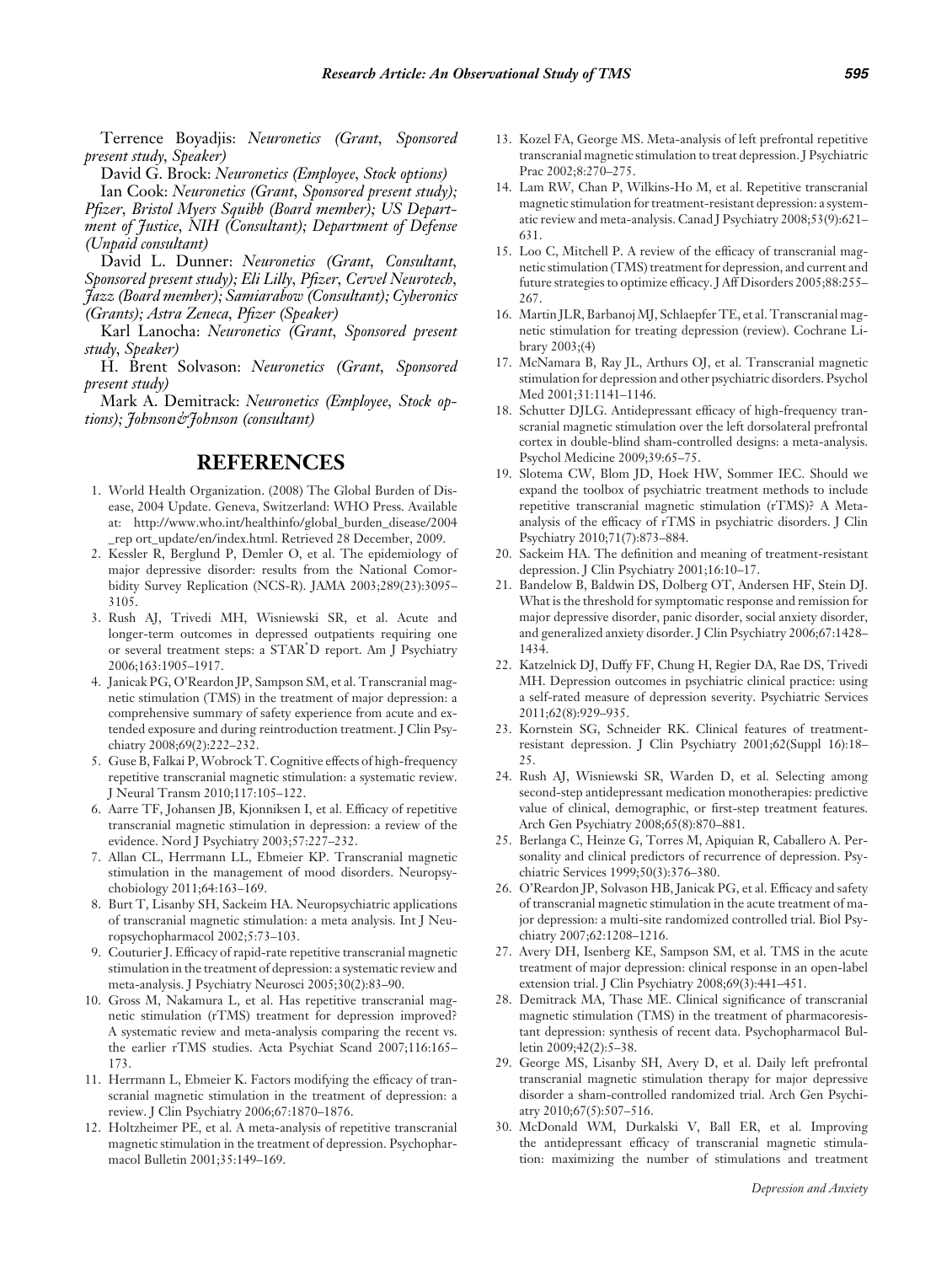Terrence Boyadjis: *Neuronetics (Grant, Sponsored present study, Speaker)*

David G. Brock: *Neuronetics (Employee, Stock options)*

Ian Cook: *Neuronetics (Grant, Sponsored present study); Pfizer, Bristol Myers Squibb (Board member); US Department of Justice, NIH (Consultant); Department of Defense (Unpaid consultant)*

David L. Dunner: *Neuronetics (Grant, Consultant, Sponsored present study); Eli Lilly, Pfizer, Cervel Neurotech, Jazz (Board member); Samiarabow (Consultant); Cyberonics (Grants); Astra Zeneca, Pfizer (Speaker)*

Karl Lanocha: *Neuronetics (Grant, Sponsored present study, Speaker)*

H. Brent Solvason: *Neuronetics (Grant, Sponsored present study)*

Mark A. Demitrack: *Neuronetics (Employee, Stock options); Johnson&Johnson (consultant)*

## REFERENCES

1. World Health Organization. (2008) The Global Burden of Disease, 2004 Update. Geneva, Switzerland: WHO Press. Available at: http://www.who.int/healthinfo/global_burden_disease/2004_rep ort_update/en/index.html. Retrieved 28 December, 2009.
2. Kessler R, Berglund P, Demler O, et al. The epidemiology of major depressive disorder: results from the National Comorbidity Survey Replication (NCS-R). JAMA 2003;289(23):3095–3105.
3. Rush AJ, Trivedi MH, Wisniewski SR, et al. Acute and longer-term outcomes in depressed outpatients requiring one or several treatment steps: a STAR*D report. Am J Psychiatry 2006;163:1905–1917.
4. Janicak PG, O'Reardon JP, Sampson SM, et al. Transcranial magnetic stimulation (TMS) in the treatment of major depression: a comprehensive summary of safety experience from acute and extended exposure and during reintroduction treatment. J Clin Psychiatry 2008;69(2):222–232.
5. Guse B, Falkai P, Wobrock T. Cognitive effects of high-frequency repetitive transcranial magnetic stimulation: a systematic review. J Neural Transm 2010;117:105–122.
6. Aarre TF, Johansen JB, Kjonniksen I, et al. Efficacy of repetitive transcranial magnetic stimulation in depression: a review of the evidence. Nord J Psychiatry 2003;57:227–232.
7. Allan CL, Herrmann LL, Ebmeier KP. Transcranial magnetic stimulation in the management of mood disorders. Neuropsychobiology 2011;64:163–169.
8. Burt T, Lisanby SH, Sackeim HA. Neuropsychiatric applications of transcranial magnetic stimulation: a meta analysis. Int J Neuropsychopharmacol 2002;5:73–103.
9. Couturier J. Efficacy of rapid-rate repetitive transcranial magnetic stimulation in the treatment of depression: a systematic review and meta-analysis. J Psychiatry Neurosci 2005;30(2):83–90.
10. Gross M, Nakamura L, et al. Has repetitive transcranial magnetic stimulation (rTMS) treatment for depression improved? A systematic review and meta-analysis comparing the recent vs. the earlier rTMS studies. Acta Psychiat Scand 2007;116:165–173.
11. Herrmann L, Ebmeier K. Factors modifying the efficacy of transcranial magnetic stimulation in the treatment of depression: a review. J Clin Psychiatry 2006;67:1870–1876.
12. Holtzheimer PE, et al. A meta-analysis of repetitive transcranial magnetic stimulation in the treatment of depression. Psychopharmacol Bulletin 2001;35:149–169.
13. Kozel FA, George MS. Meta-analysis of left prefrontal repetitive transcranial magnetic stimulation to treat depression. J Psychiatric Prac 2002;8:270–275.
14. Lam RW, Chan P, Wilkins-Ho M, et al. Repetitive transcranial magnetic stimulation for treatment-resistant depression: a systematic review and meta-analysis. Canad J Psychiatry 2008;53(9):621–631.
15. Loo C, Mitchell P. A review of the efficacy of transcranial magnetic stimulation (TMS) treatment for depression, and current and future strategies to optimize efficacy. J Aff Disorders 2005;88:255–267.
16. Martin JLR, Barbanoj MJ, Schlaepfer TE, et al. Transcranial magnetic stimulation for treating depression (review). Cochrane Library 2003;(4)
17. McNamara B, Ray JL, Arthurs OJ, et al. Transcranial magnetic stimulation for depression and other psychiatric disorders. Psychol Med 2001;31:1141–1146.
18. Schutter DJLG. Antidepressant efficacy of high-frequency transcranial magnetic stimulation over the left dorsolateral prefrontal cortex in double-blind sham-controlled designs: a meta-analysis. Psychol Medicine 2009;39:65–75.
19. Slotema CW, Blom JD, Hoek HW, Sommer IEC. Should we expand the toolbox of psychiatric treatment methods to include repetitive transcranial magnetic stimulation (rTMS)? A Meta-analysis of the efficacy of rTMS in psychiatric disorders. J Clin Psychiatry 2010;71(7):873–884.
20. Sackeim HA. The definition and meaning of treatment-resistant depression. J Clin Psychiatry 2001;16:10–17.
21. Bandelow B, Baldwin DS, Dolberg OT, Andersen HF, Stein DJ. What is the threshold for symptomatic response and remission for major depressive disorder, panic disorder, social anxiety disorder, and generalized anxiety disorder. J Clin Psychiatry 2006;67:1428–1434.
22. Katzelnick DJ, Duffy FF, Chung H, Regier DA, Rae DS, Trivedi MH. Depression outcomes in psychiatric clinical practice: using a self-rated measure of depression severity. Psychiatric Services 2011;62(8):929–935.
23. Kornstein SG, Schneider RK. Clinical features of treatment-resistant depression. J Clin Psychiatry 2001;62(Suppl 16):18–25.
24. Rush AJ, Wisniewski SR, Warden D, et al. Selecting among second-step antidepressant medication monotherapies: predictive value of clinical, demographic, or first-step treatment features. Arch Gen Psychiatry 2008;65(8):870–881.
25. Berlanga C, Heinze G, Torres M, Apiquian R, Caballero A. Personality and clinical predictors of recurrence of depression. Psychiatric Services 1999;50(3):376–380.
26. O'Reardon JP, Solvason HB, Janicak PG, et al. Efficacy and safety of transcranial magnetic stimulation in the acute treatment of major depression: a multi-site randomized controlled trial. Biol Psychiatry 2007;62:1208–1216.
27. Avery DH, Isenberg KE, Sampson SM, et al. TMS in the acute treatment of major depression: clinical response in an open-label extension trial. J Clin Psychiatry 2008;69(3):441–451.
28. Demitrack MA, Thase ME. Clinical significance of transcranial magnetic stimulation (TMS) in the treatment of pharmacoresistant depression: synthesis of recent data. Psychopharmacol Bulletin 2009;42(2):5–38.
29. George MS, Lisanby SH, Avery D, et al. Daily left prefrontal transcranial magnetic stimulation therapy for major depressive disorder a sham-controlled randomized trial. Arch Gen Psychiatry 2010;67(5):507–516.
30. McDonald WM, Durkalski V, Ball ER, et al. Improving the antidepressant efficacy of transcranial magnetic stimulation: maximizing the number of stimulations and treatment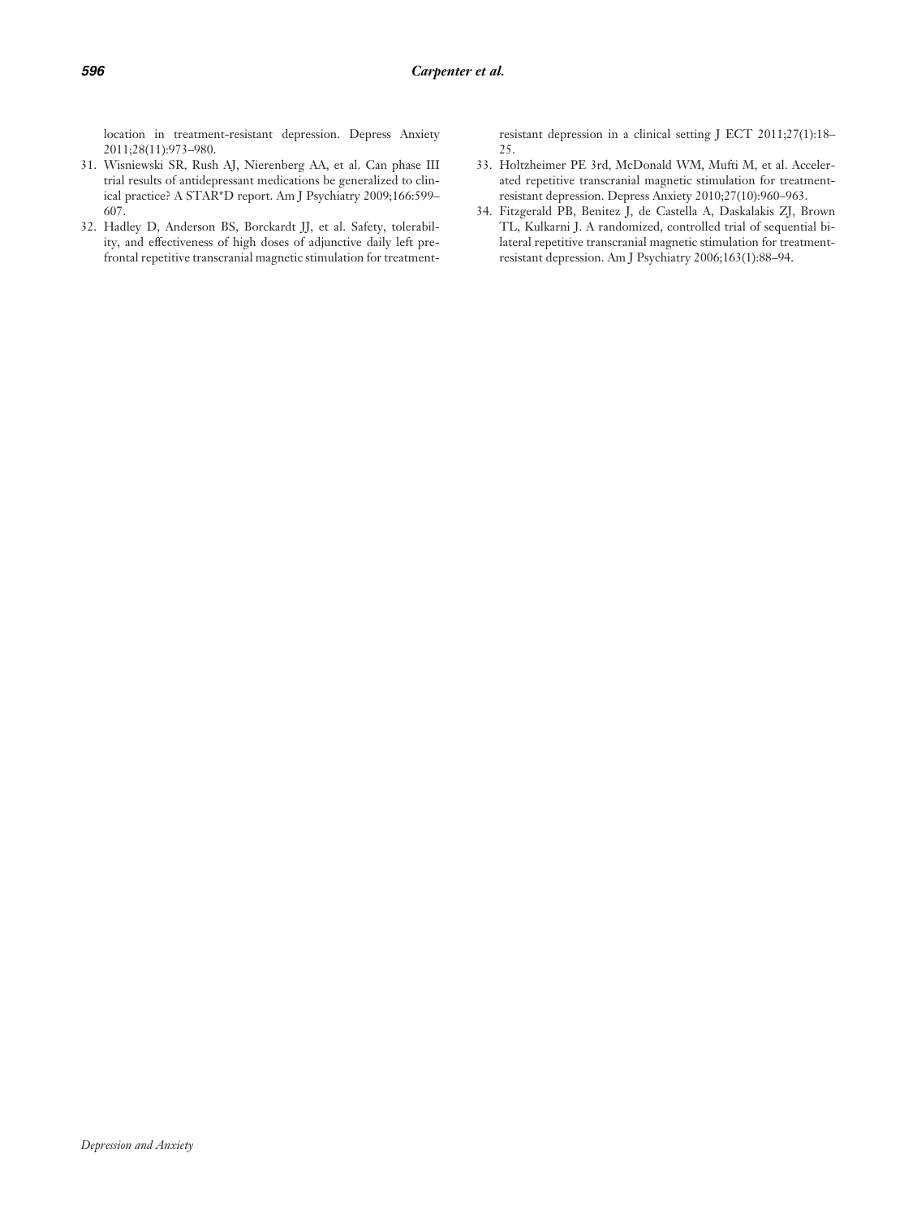location in treatment-resistant depression. Depress Anxiety 2011;28(11):973–980.

31. Wisniewski SR, Rush AJ, Nierenberg AA, et al. Can phase III trial results of antidepressant medications be generalized to clinical practice? A STAR*D report. Am J Psychiatry 2009;166:599–607.
32. Hadley D, Anderson BS, Borckardt JJ, et al. Safety, tolerability, and effectiveness of high doses of adjunctive daily left prefrontal repetitive transcranial magnetic stimulation for treatment-resistant depression in a clinical setting J ECT 2011;27(1):18–25.
33. Holtzheimer PE 3rd, McDonald WM, Mufti M, et al. Accelerated repetitive transcranial magnetic stimulation for treatment-resistant depression. Depress Anxiety 2010;27(10):960–963.
34. Fitzgerald PB, Benitez J, de Castella A, Daskalakis ZJ, Brown TL, Kulkarni J. A randomized, controlled trial of sequential bilateral repetitive transcranial magnetic stimulation for treatment-resistant depression. Am J Psychiatry 2006;163(1):88–94.